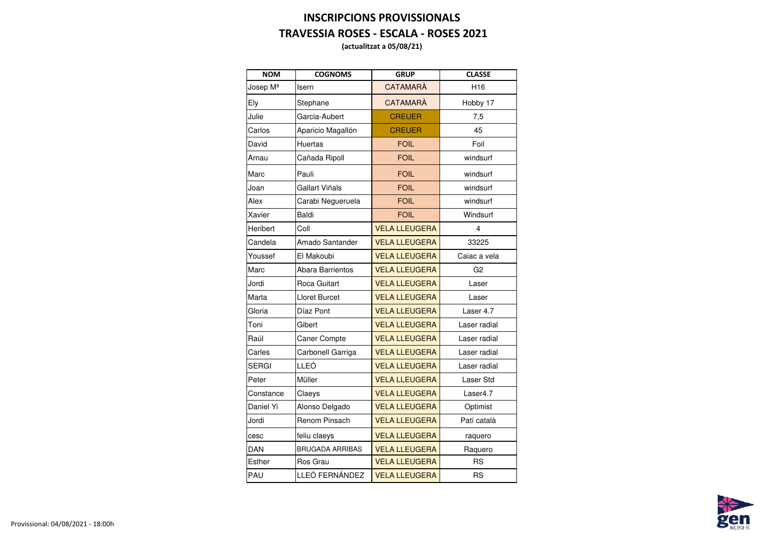# INSCRIPCIONS PROVISSIONALS

## TRAVESSIA ROSES - ESCALA - ROSES 2021

**(actualitzat a 05/08/21)**

| NOM | COGNOMS | GRUP | CLASSE |
|---|---|---|---|
| Josep Mª | Isern | CATAMARÀ | H16 |
| Ely | Stephane | CATAMARÀ | Hobby 17 |
| Julie | Garcia-Aubert | CREUER | 7,5 |
| Carlos | Aparicio Magallón | CREUER | 45 |
| David | Huertas | FOIL | Foil |
| Arnau | Cañada Ripoll | FOIL | windsurf |
| Marc | Pauli | FOIL | windsurf |
| Joan | Gallart Viñals | FOIL | windsurf |
| Alex | Carabi Negueruela | FOIL | windsurf |
| Xavier | Baldi | FOIL | Windsurf |
| Heribert | Coll | VELA LLEUGERA | 4 |
| Candela | Amado Santander | VELA LLEUGERA | 33225 |
| Youssef | El Makoubi | VELA LLEUGERA | Caiac a vela |
| Marc | Abara Barrientos | VELA LLEUGERA | G2 |
| Jordi | Roca Guitart | VELA LLEUGERA | Laser |
| Marta | Lloret Burcet | VELA LLEUGERA | Laser |
| Gloria | Díaz Pont | VELA LLEUGERA | Laser 4.7 |
| Toni | Gibert | VELA LLEUGERA | Laser radial |
| Raúl | Caner Compte | VELA LLEUGERA | Laser radial |
| Carles | Carbonell Garriga | VELA LLEUGERA | Laser radial |
| SERGI | LLEÓ | VELA LLEUGERA | Laser radial |
| Peter | Müller | VELA LLEUGERA | Laser Std |
| Constance | Claeys | VELA LLEUGERA | Laser4.7 |
| Daniel Yi | Alonso Delgado | VELA LLEUGERA | Optimist |
| Jordi | Renom Pinsach | VELA LLEUGERA | Patí català |
| cesc | feliu claeys | VELA LLEUGERA | raquero |
| DAN | BRUGADA ARRIBAS | VELA LLEUGERA | Raquero |
| Esther | Ros Grau | VELA LLEUGERA | RS |
| PAU | LLEÓ FERNÁNDEZ | VELA LLEUGERA | RS |

Provissional: 04/08/2021 - 18:00h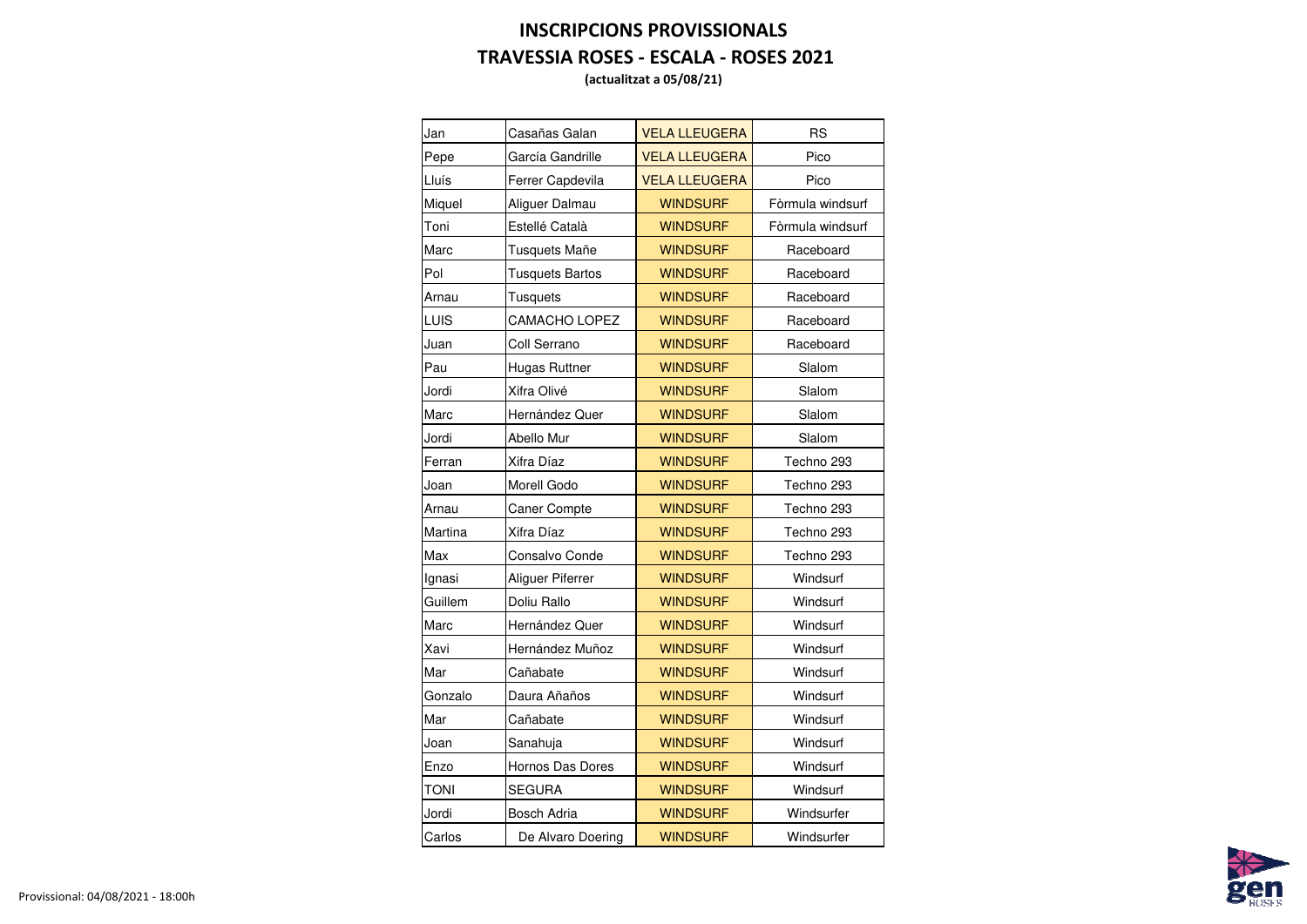# INSCRIPCIONS PROVISSIONALS

## TRAVESSIA ROSES - ESCALA - ROSES 2021

**(actualitzat a 05/08/21)**

| | | | |
|---|---|---|---|
| Jan | Casañas Galan | VELA LLEUGERA | RS |
| Pepe | García Gandrille | VELA LLEUGERA | Pico |
| Lluís | Ferrer Capdevila | VELA LLEUGERA | Pico |
| Miquel | Aliguer Dalmau | WINDSURF | Fòrmula windsurf |
| Toni | Estellé Català | WINDSURF | Fòrmula windsurf |
| Marc | Tusquets Mañe | WINDSURF | Raceboard |
| Pol | Tusquets Bartos | WINDSURF | Raceboard |
| Arnau | Tusquets | WINDSURF | Raceboard |
| LUIS | CAMACHO LOPEZ | WINDSURF | Raceboard |
| Juan | Coll Serrano | WINDSURF | Raceboard |
| Pau | Hugas Ruttner | WINDSURF | Slalom |
| Jordi | Xifra Olivé | WINDSURF | Slalom |
| Marc | Hernández Quer | WINDSURF | Slalom |
| Jordi | Abello Mur | WINDSURF | Slalom |
| Ferran | Xifra Díaz | WINDSURF | Techno 293 |
| Joan | Morell Godo | WINDSURF | Techno 293 |
| Arnau | Caner Compte | WINDSURF | Techno 293 |
| Martina | Xifra Díaz | WINDSURF | Techno 293 |
| Max | Consalvo Conde | WINDSURF | Techno 293 |
| Ignasi | Aliguer Piferrer | WINDSURF | Windsurf |
| Guillem | Doliu Rallo | WINDSURF | Windsurf |
| Marc | Hernández Quer | WINDSURF | Windsurf |
| Xavi | Hernández Muñoz | WINDSURF | Windsurf |
| Mar | Cañabate | WINDSURF | Windsurf |
| Gonzalo | Daura Añaños | WINDSURF | Windsurf |
| Mar | Cañabate | WINDSURF | Windsurf |
| Joan | Sanahuja | WINDSURF | Windsurf |
| Enzo | Hornos Das Dores | WINDSURF | Windsurf |
| TONI | SEGURA | WINDSURF | Windsurf |
| Jordi | Bosch Adria | WINDSURF | Windsurfer |
| Carlos | De Alvaro Doering | WINDSURF | Windsurfer |

Provissional: 04/08/2021 - 18:00h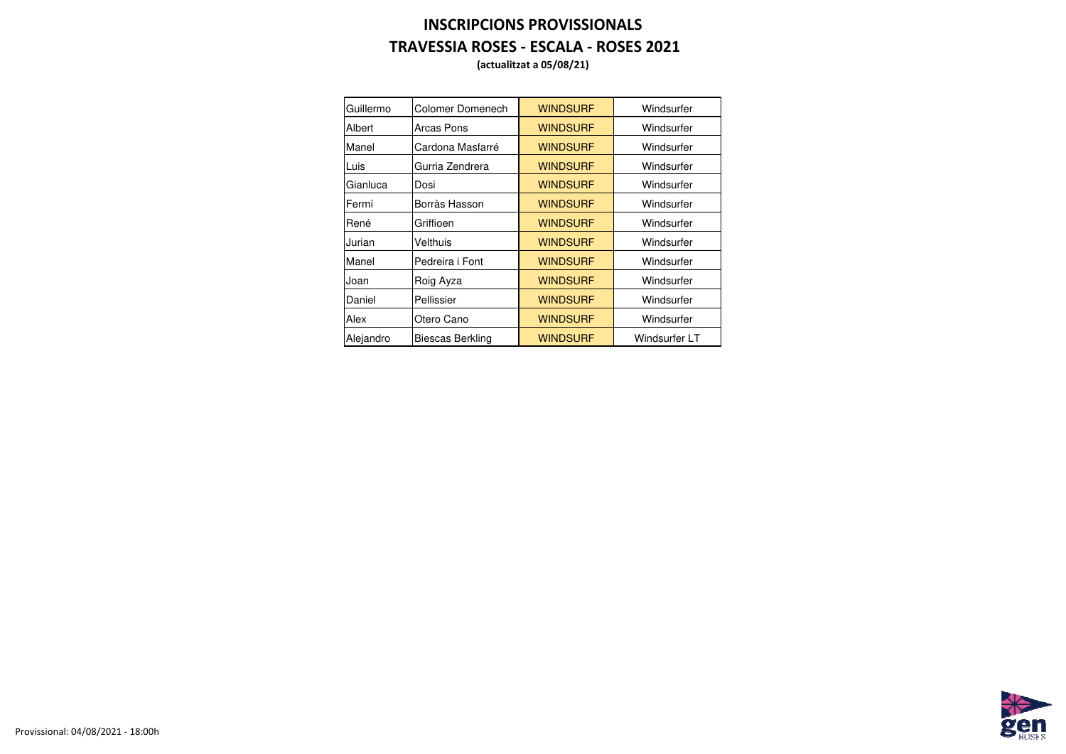# INSCRIPCIONS PROVISSIONALS

## TRAVESSIA ROSES - ESCALA - ROSES 2021

**(actualitzat a 05/08/21)**

| | | | |
|---|---|---|---|
| Guillermo | Colomer Domenech | WINDSURF | Windsurfer |
| Albert | Arcas Pons | WINDSURF | Windsurfer |
| Manel | Cardona Masfarré | WINDSURF | Windsurfer |
| Luis | Gurria Zendrera | WINDSURF | Windsurfer |
| Gianluca | Dosi | WINDSURF | Windsurfer |
| Fermí | Borràs Hasson | WINDSURF | Windsurfer |
| René | Griffioen | WINDSURF | Windsurfer |
| Jurian | Velthuis | WINDSURF | Windsurfer |
| Manel | Pedreira i Font | WINDSURF | Windsurfer |
| Joan | Roig Ayza | WINDSURF | Windsurfer |
| Daniel | Pellissier | WINDSURF | Windsurfer |
| Alex | Otero Cano | WINDSURF | Windsurfer |
| Alejandro | Biescas Berkling | WINDSURF | Windsurfer LT |

Provissional: 04/08/2021 - 18:00h